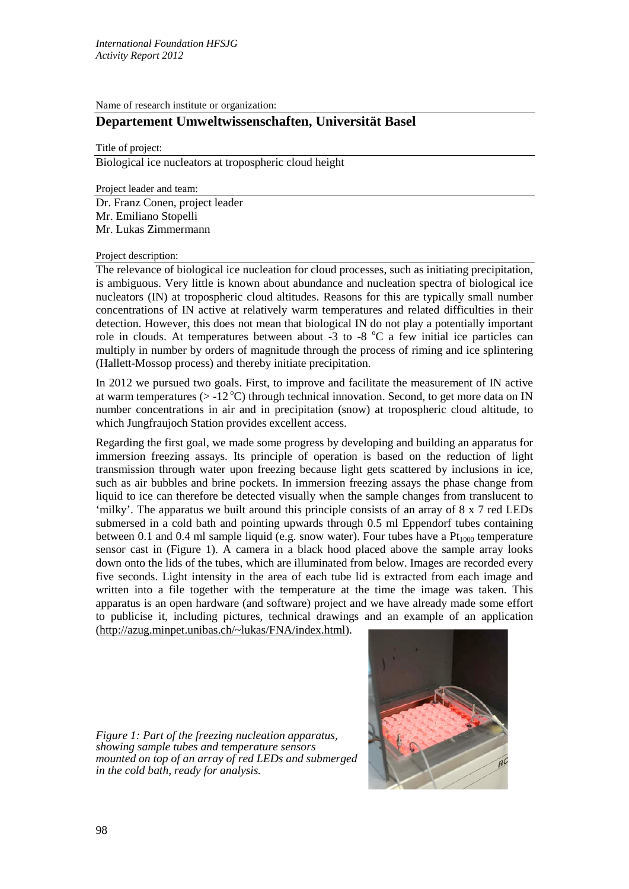Name of research institute or organization:

## Departement Umweltwissenschaften, Universität Basel

Title of project:

Biological ice nucleators at tropospheric cloud height

Project leader and team:

Dr. Franz Conen, project leader
Mr. Emiliano Stopelli
Mr. Lukas Zimmermann

Project description:

The relevance of biological ice nucleation for cloud processes, such as initiating precipitation, is ambiguous. Very little is known about abundance and nucleation spectra of biological ice nucleators (IN) at tropospheric cloud altitudes. Reasons for this are typically small number concentrations of IN active at relatively warm temperatures and related difficulties in their detection. However, this does not mean that biological IN do not play a potentially important role in clouds. At temperatures between about -3 to -8 °C a few initial ice particles can multiply in number by orders of magnitude through the process of riming and ice splintering (Hallett-Mossop process) and thereby initiate precipitation.

In 2012 we pursued two goals. First, to improve and facilitate the measurement of IN active at warm temperatures (> -12 °C) through technical innovation. Second, to get more data on IN number concentrations in air and in precipitation (snow) at tropospheric cloud altitude, to which Jungfraujoch Station provides excellent access.

Regarding the first goal, we made some progress by developing and building an apparatus for immersion freezing assays. Its principle of operation is based on the reduction of light transmission through water upon freezing because light gets scattered by inclusions in ice, such as air bubbles and brine pockets. In immersion freezing assays the phase change from liquid to ice can therefore be detected visually when the sample changes from translucent to 'milky'. The apparatus we built around this principle consists of an array of 8 x 7 red LEDs submersed in a cold bath and pointing upwards through 0.5 ml Eppendorf tubes containing between 0.1 and 0.4 ml sample liquid (e.g. snow water). Four tubes have a $Pt_{1000}$ temperature sensor cast in (Figure 1). A camera in a black hood placed above the sample array looks down onto the lids of the tubes, which are illuminated from below. Images are recorded every five seconds. Light intensity in the area of each tube lid is extracted from each image and written into a file together with the temperature at the time the image was taken. This apparatus is an open hardware (and software) project and we have already made some effort to publicise it, including pictures, technical drawings and an example of an application (http://azug.minpet.unibas.ch/~lukas/FNA/index.html).

*Figure 1: Part of the freezing nucleation apparatus, showing sample tubes and temperature sensors mounted on top of an array of red LEDs and submerged in the cold bath, ready for analysis.*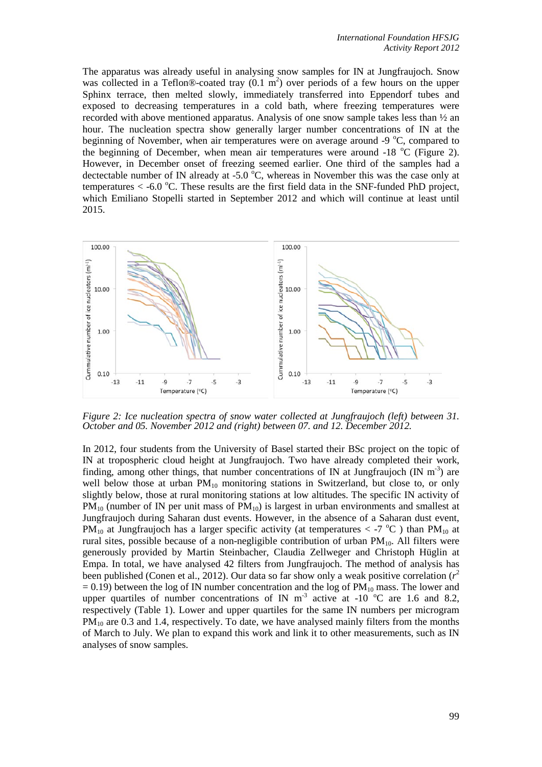The apparatus was already useful in analysing snow samples for IN at Jungfraujoch. Snow was collected in a Teflon®-coated tray (0.1 $m^2$) over periods of a few hours on the upper Sphinx terrace, then melted slowly, immediately transferred into Eppendorf tubes and exposed to decreasing temperatures in a cold bath, where freezing temperatures were recorded with above mentioned apparatus. Analysis of one snow sample takes less than ½ an hour. The nucleation spectra show generally larger number concentrations of IN at the beginning of November, when air temperatures were on average around -9 °C, compared to the beginning of December, when mean air temperatures were around -18 °C (Figure 2). However, in December onset of freezing seemed earlier. One third of the samples had a dectectable number of IN already at -5.0 °C, whereas in November this was the case only at temperatures < -6.0 °C. These results are the first field data in the SNF-funded PhD project, which Emiliano Stopelli started in September 2012 and which will continue at least until 2015.

*Figure 2: Ice nucleation spectra of snow water collected at Jungfraujoch (left) between 31. October and 05. November 2012 and (right) between 07. and 12. December 2012.*

In 2012, four students from the University of Basel started their BSc project on the topic of IN at tropospheric cloud height at Jungfraujoch. Two have already completed their work, finding, among other things, that number concentrations of IN at Jungfraujoch (IN $m^{-3}$) are well below those at urban $PM_{10}$ monitoring stations in Switzerland, but close to, or only slightly below, those at rural monitoring stations at low altitudes. The specific IN activity of $PM_{10}$ (number of IN per unit mass of $PM_{10}$) is largest in urban environments and smallest at Jungfraujoch during Saharan dust events. However, in the absence of a Saharan dust event, $PM_{10}$ at Jungfraujoch has a larger specific activity (at temperatures < -7 °C ) than $PM_{10}$ at rural sites, possible because of a non-negligible contribution of urban $PM_{10}$. All filters were generously provided by Martin Steinbacher, Claudia Zellweger and Christoph Hüglin at Empa. In total, we have analysed 42 filters from Jungfraujoch. The method of analysis has been published (Conen et al., 2012). Our data so far show only a weak positive correlation ($r^2 = 0.19$) between the log of IN number concentration and the log of $PM_{10}$ mass. The lower and upper quartiles of number concentrations of IN $m^{-3}$ active at -10 °C are 1.6 and 8.2, respectively (Table 1). Lower and upper quartiles for the same IN numbers per microgram $PM_{10}$ are 0.3 and 1.4, respectively. To date, we have analysed mainly filters from the months of March to July. We plan to expand this work and link it to other measurements, such as IN analyses of snow samples.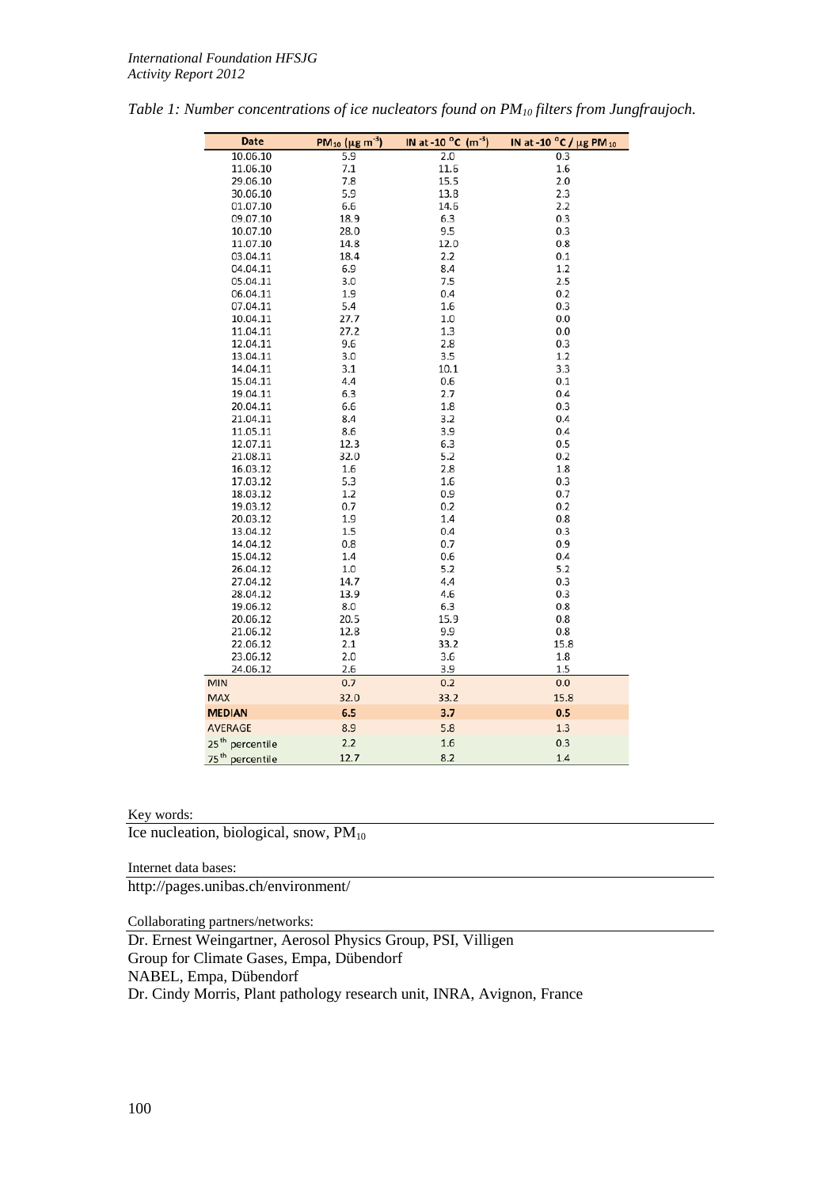*Table 1: Number concentrations of ice nucleators found on $PM_{10}$ filters from Jungfraujoch.*

| Date | $PM_{10}$ ($\mu g\ m^{-3}$) | IN at -10 °C ($m^{-3}$) | IN at -10 °C / $\mu g$ $PM_{10}$ |
|---|---|---|---|
| 10.06.10 | 5.9 | 2.0 | 0.3 |
| 11.06.10 | 7.1 | 11.6 | 1.6 |
| 29.06.10 | 7.8 | 15.5 | 2.0 |
| 30.06.10 | 5.9 | 13.8 | 2.3 |
| 01.07.10 | 6.6 | 14.6 | 2.2 |
| 09.07.10 | 18.9 | 6.3 | 0.3 |
| 10.07.10 | 28.0 | 9.5 | 0.3 |
| 11.07.10 | 14.8 | 12.0 | 0.8 |
| 03.04.11 | 18.4 | 2.2 | 0.1 |
| 04.04.11 | 6.9 | 8.4 | 1.2 |
| 05.04.11 | 3.0 | 7.5 | 2.5 |
| 06.04.11 | 1.9 | 0.4 | 0.2 |
| 07.04.11 | 5.4 | 1.6 | 0.3 |
| 10.04.11 | 27.7 | 1.0 | 0.0 |
| 11.04.11 | 27.2 | 1.3 | 0.0 |
| 12.04.11 | 9.6 | 2.8 | 0.3 |
| 13.04.11 | 3.0 | 3.5 | 1.2 |
| 14.04.11 | 3.1 | 10.1 | 3.3 |
| 15.04.11 | 4.4 | 0.6 | 0.1 |
| 19.04.11 | 6.3 | 2.7 | 0.4 |
| 20.04.11 | 6.6 | 1.8 | 0.3 |
| 21.04.11 | 8.4 | 3.2 | 0.4 |
| 11.05.11 | 8.6 | 3.9 | 0.4 |
| 12.07.11 | 12.3 | 6.3 | 0.5 |
| 21.08.11 | 32.0 | 5.2 | 0.2 |
| 16.03.12 | 1.6 | 2.8 | 1.8 |
| 17.03.12 | 5.3 | 1.6 | 0.3 |
| 18.03.12 | 1.2 | 0.9 | 0.7 |
| 19.03.12 | 0.7 | 0.2 | 0.2 |
| 20.03.12 | 1.9 | 1.4 | 0.8 |
| 13.04.12 | 1.5 | 0.4 | 0.3 |
| 14.04.12 | 0.8 | 0.7 | 0.9 |
| 15.04.12 | 1.4 | 0.6 | 0.4 |
| 26.04.12 | 1.0 | 5.2 | 5.2 |
| 27.04.12 | 14.7 | 4.4 | 0.3 |
| 28.04.12 | 13.9 | 4.6 | 0.3 |
| 19.06.12 | 8.0 | 6.3 | 0.8 |
| 20.06.12 | 20.5 | 15.9 | 0.8 |
| 21.06.12 | 12.8 | 9.9 | 0.8 |
| 22.06.12 | 2.1 | 33.2 | 15.8 |
| 23.06.12 | 2.0 | 3.6 | 1.8 |
| 24.06.12 | 2.6 | 3.9 | 1.5 |
| MIN | 0.7 | 0.2 | 0.0 |
| MAX | 32.0 | 33.2 | 15.8 |
| **MEDIAN** | **6.5** | **3.7** | **0.5** |
| AVERAGE | 8.9 | 5.8 | 1.3 |
| $25^{th}$ percentile | 2.2 | 1.6 | 0.3 |
| $75^{th}$ percentile | 12.7 | 8.2 | 1.4 |

Key words:

Ice nucleation, biological, snow, $PM_{10}$

Internet data bases:

http://pages.unibas.ch/environment/

Collaborating partners/networks:

Dr. Ernest Weingartner, Aerosol Physics Group, PSI, Villigen
Group for Climate Gases, Empa, Dübendorf
NABEL, Empa, Dübendorf
Dr. Cindy Morris, Plant pathology research unit, INRA, Avignon, France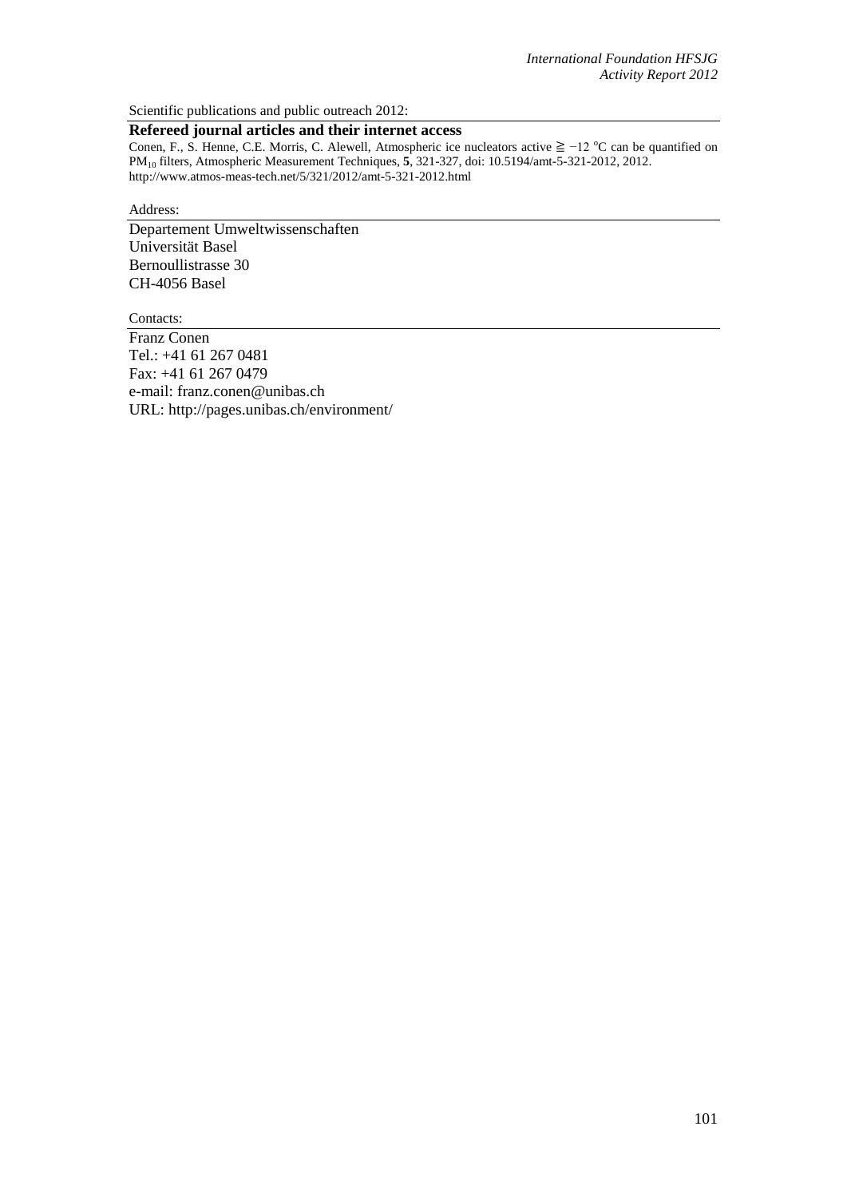Scientific publications and public outreach 2012:

## Refereed journal articles and their internet access

Conen, F., S. Henne, C.E. Morris, C. Alewell, Atmospheric ice nucleators active ≧ −12 °C can be quantified on $PM_{10}$ filters, Atmospheric Measurement Techniques, **5**, 321-327, doi: 10.5194/amt-5-321-2012, 2012. http://www.atmos-meas-tech.net/5/321/2012/amt-5-321-2012.html

Address:

Departement Umweltwissenschaften
Universität Basel
Bernoullistrasse 30
CH-4056 Basel

Contacts:

Franz Conen
Tel.: +41 61 267 0481
Fax: +41 61 267 0479
e-mail: franz.conen@unibas.ch
URL: http://pages.unibas.ch/environment/